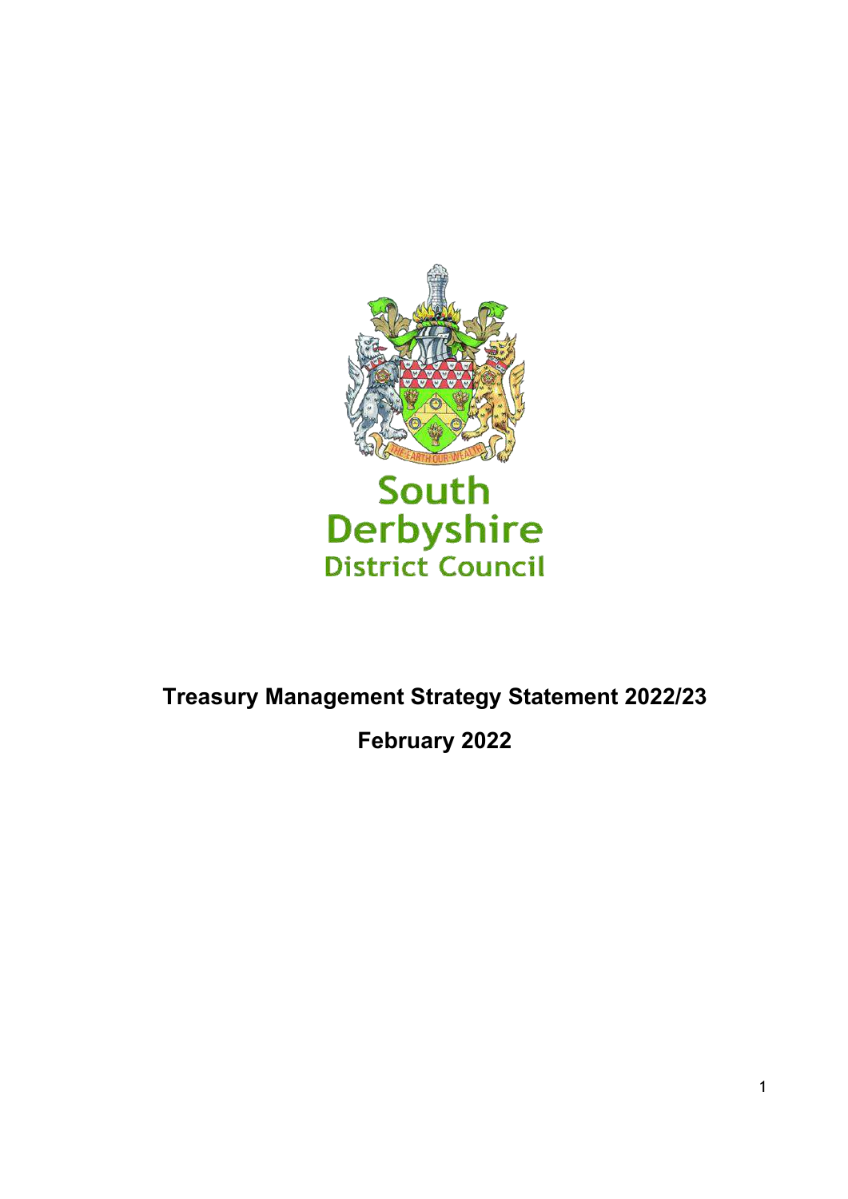South Derbyshire District Council

# Treasury Management Strategy Statement 2022/23

## February 2022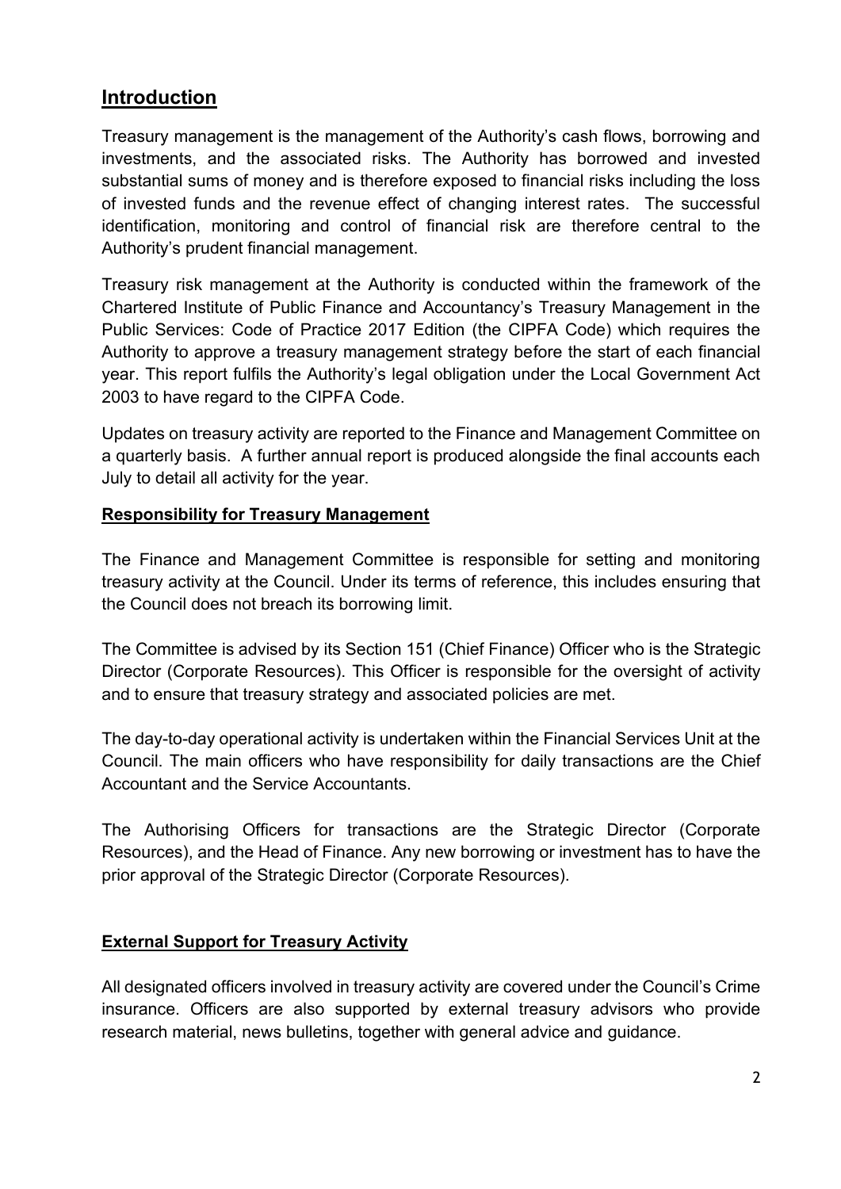## Introduction

Treasury management is the management of the Authority's cash flows, borrowing and investments, and the associated risks. The Authority has borrowed and invested substantial sums of money and is therefore exposed to financial risks including the loss of invested funds and the revenue effect of changing interest rates. The successful identification, monitoring and control of financial risk are therefore central to the Authority's prudent financial management.

Treasury risk management at the Authority is conducted within the framework of the Chartered Institute of Public Finance and Accountancy's Treasury Management in the Public Services: Code of Practice 2017 Edition (the CIPFA Code) which requires the Authority to approve a treasury management strategy before the start of each financial year. This report fulfils the Authority's legal obligation under the Local Government Act 2003 to have regard to the CIPFA Code.

Updates on treasury activity are reported to the Finance and Management Committee on a quarterly basis. A further annual report is produced alongside the final accounts each July to detail all activity for the year.

### Responsibility for Treasury Management

The Finance and Management Committee is responsible for setting and monitoring treasury activity at the Council. Under its terms of reference, this includes ensuring that the Council does not breach its borrowing limit.

The Committee is advised by its Section 151 (Chief Finance) Officer who is the Strategic Director (Corporate Resources). This Officer is responsible for the oversight of activity and to ensure that treasury strategy and associated policies are met.

The day-to-day operational activity is undertaken within the Financial Services Unit at the Council. The main officers who have responsibility for daily transactions are the Chief Accountant and the Service Accountants.

The Authorising Officers for transactions are the Strategic Director (Corporate Resources), and the Head of Finance. Any new borrowing or investment has to have the prior approval of the Strategic Director (Corporate Resources).

### External Support for Treasury Activity

All designated officers involved in treasury activity are covered under the Council's Crime insurance. Officers are also supported by external treasury advisors who provide research material, news bulletins, together with general advice and guidance.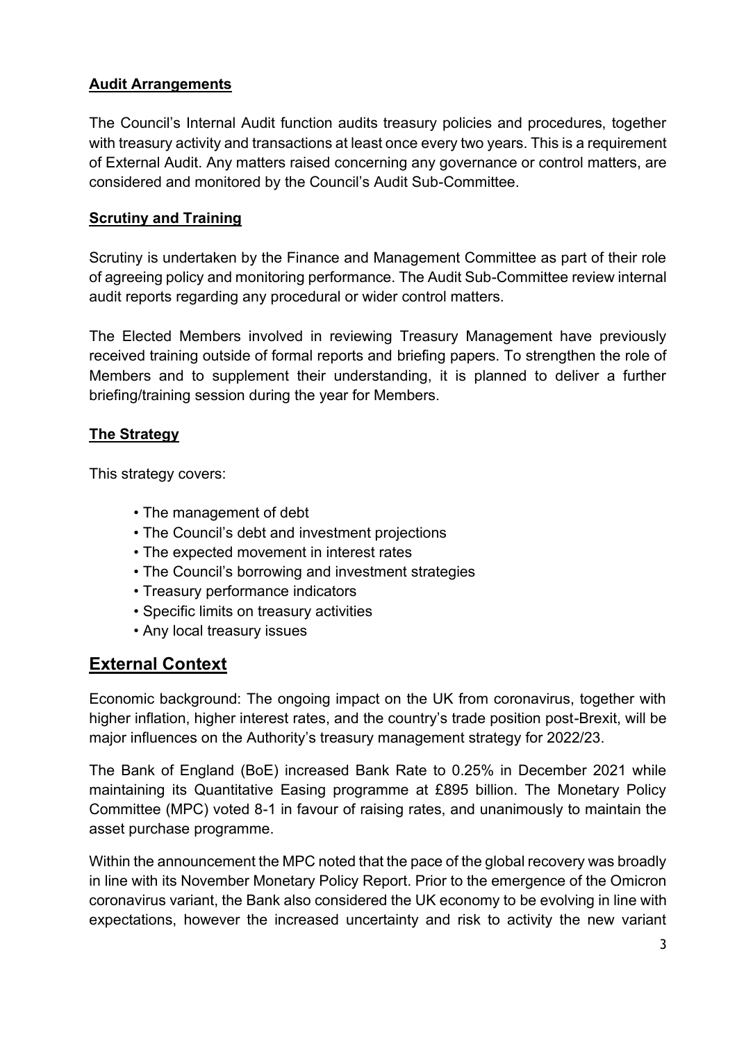### Audit Arrangements

The Council's Internal Audit function audits treasury policies and procedures, together with treasury activity and transactions at least once every two years. This is a requirement of External Audit. Any matters raised concerning any governance or control matters, are considered and monitored by the Council's Audit Sub-Committee.

### Scrutiny and Training

Scrutiny is undertaken by the Finance and Management Committee as part of their role of agreeing policy and monitoring performance. The Audit Sub-Committee review internal audit reports regarding any procedural or wider control matters.

The Elected Members involved in reviewing Treasury Management have previously received training outside of formal reports and briefing papers. To strengthen the role of Members and to supplement their understanding, it is planned to deliver a further briefing/training session during the year for Members.

### The Strategy

This strategy covers:

- The management of debt
- The Council's debt and investment projections
- The expected movement in interest rates
- The Council's borrowing and investment strategies
- Treasury performance indicators
- Specific limits on treasury activities
- Any local treasury issues

## External Context

Economic background: The ongoing impact on the UK from coronavirus, together with higher inflation, higher interest rates, and the country's trade position post-Brexit, will be major influences on the Authority's treasury management strategy for 2022/23.

The Bank of England (BoE) increased Bank Rate to 0.25% in December 2021 while maintaining its Quantitative Easing programme at £895 billion. The Monetary Policy Committee (MPC) voted 8-1 in favour of raising rates, and unanimously to maintain the asset purchase programme.

Within the announcement the MPC noted that the pace of the global recovery was broadly in line with its November Monetary Policy Report. Prior to the emergence of the Omicron coronavirus variant, the Bank also considered the UK economy to be evolving in line with expectations, however the increased uncertainty and risk to activity the new variant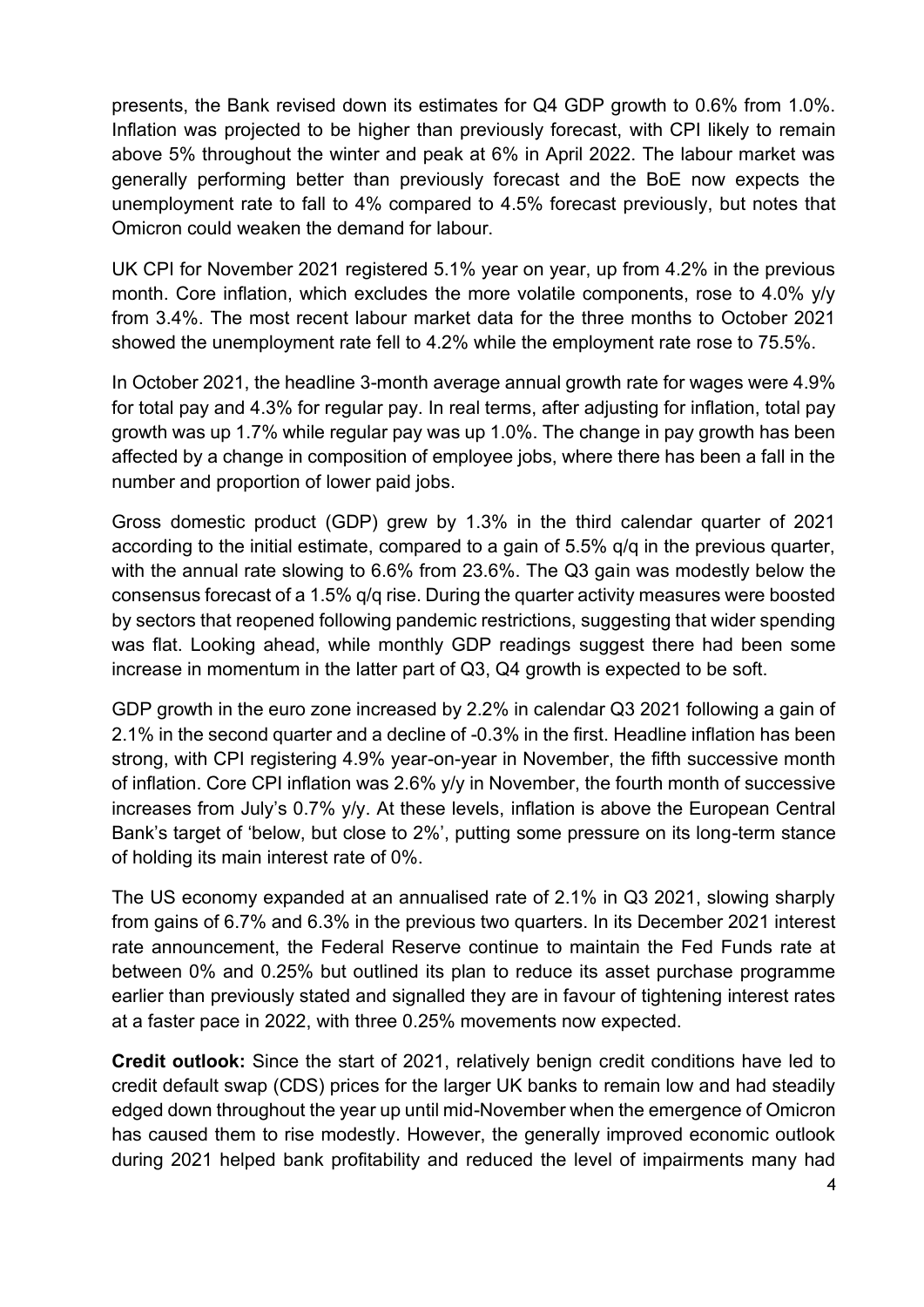presents, the Bank revised down its estimates for Q4 GDP growth to 0.6% from 1.0%. Inflation was projected to be higher than previously forecast, with CPI likely to remain above 5% throughout the winter and peak at 6% in April 2022. The labour market was generally performing better than previously forecast and the BoE now expects the unemployment rate to fall to 4% compared to 4.5% forecast previously, but notes that Omicron could weaken the demand for labour.

UK CPI for November 2021 registered 5.1% year on year, up from 4.2% in the previous month. Core inflation, which excludes the more volatile components, rose to 4.0% y/y from 3.4%. The most recent labour market data for the three months to October 2021 showed the unemployment rate fell to 4.2% while the employment rate rose to 75.5%.

In October 2021, the headline 3-month average annual growth rate for wages were 4.9% for total pay and 4.3% for regular pay. In real terms, after adjusting for inflation, total pay growth was up 1.7% while regular pay was up 1.0%. The change in pay growth has been affected by a change in composition of employee jobs, where there has been a fall in the number and proportion of lower paid jobs.

Gross domestic product (GDP) grew by 1.3% in the third calendar quarter of 2021 according to the initial estimate, compared to a gain of 5.5% q/q in the previous quarter, with the annual rate slowing to 6.6% from 23.6%. The Q3 gain was modestly below the consensus forecast of a 1.5% q/q rise. During the quarter activity measures were boosted by sectors that reopened following pandemic restrictions, suggesting that wider spending was flat. Looking ahead, while monthly GDP readings suggest there had been some increase in momentum in the latter part of Q3, Q4 growth is expected to be soft.

GDP growth in the euro zone increased by 2.2% in calendar Q3 2021 following a gain of 2.1% in the second quarter and a decline of -0.3% in the first. Headline inflation has been strong, with CPI registering 4.9% year-on-year in November, the fifth successive month of inflation. Core CPI inflation was 2.6% y/y in November, the fourth month of successive increases from July's 0.7% y/y. At these levels, inflation is above the European Central Bank's target of 'below, but close to 2%', putting some pressure on its long-term stance of holding its main interest rate of 0%.

The US economy expanded at an annualised rate of 2.1% in Q3 2021, slowing sharply from gains of 6.7% and 6.3% in the previous two quarters. In its December 2021 interest rate announcement, the Federal Reserve continue to maintain the Fed Funds rate at between 0% and 0.25% but outlined its plan to reduce its asset purchase programme earlier than previously stated and signalled they are in favour of tightening interest rates at a faster pace in 2022, with three 0.25% movements now expected.

**Credit outlook:** Since the start of 2021, relatively benign credit conditions have led to credit default swap (CDS) prices for the larger UK banks to remain low and had steadily edged down throughout the year up until mid-November when the emergence of Omicron has caused them to rise modestly. However, the generally improved economic outlook during 2021 helped bank profitability and reduced the level of impairments many had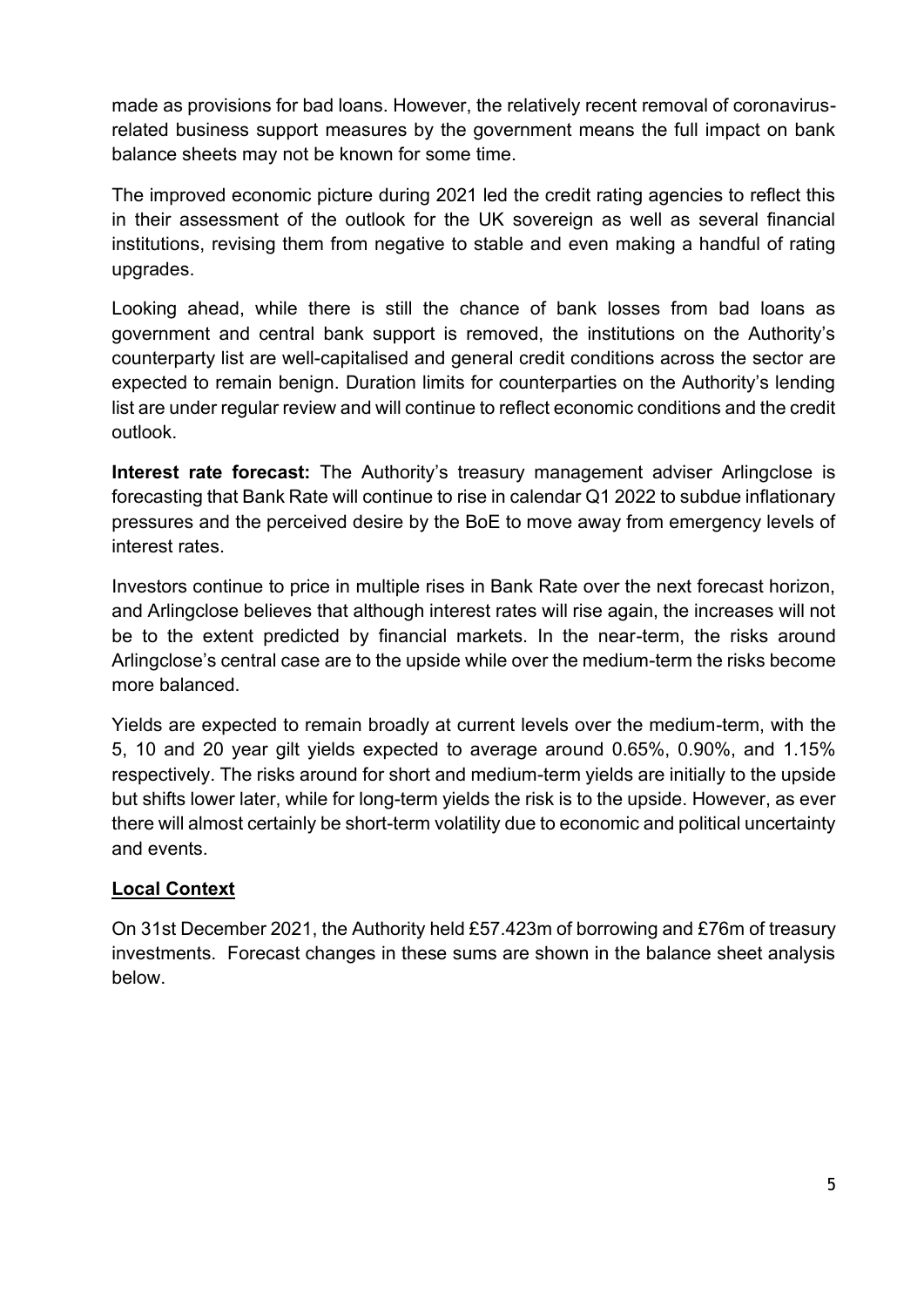made as provisions for bad loans. However, the relatively recent removal of coronavirus-related business support measures by the government means the full impact on bank balance sheets may not be known for some time.

The improved economic picture during 2021 led the credit rating agencies to reflect this in their assessment of the outlook for the UK sovereign as well as several financial institutions, revising them from negative to stable and even making a handful of rating upgrades.

Looking ahead, while there is still the chance of bank losses from bad loans as government and central bank support is removed, the institutions on the Authority's counterparty list are well-capitalised and general credit conditions across the sector are expected to remain benign. Duration limits for counterparties on the Authority's lending list are under regular review and will continue to reflect economic conditions and the credit outlook.

**Interest rate forecast:** The Authority's treasury management adviser Arlingclose is forecasting that Bank Rate will continue to rise in calendar Q1 2022 to subdue inflationary pressures and the perceived desire by the BoE to move away from emergency levels of interest rates.

Investors continue to price in multiple rises in Bank Rate over the next forecast horizon, and Arlingclose believes that although interest rates will rise again, the increases will not be to the extent predicted by financial markets. In the near-term, the risks around Arlingclose's central case are to the upside while over the medium-term the risks become more balanced.

Yields are expected to remain broadly at current levels over the medium-term, with the 5, 10 and 20 year gilt yields expected to average around 0.65%, 0.90%, and 1.15% respectively. The risks around for short and medium-term yields are initially to the upside but shifts lower later, while for long-term yields the risk is to the upside. However, as ever there will almost certainly be short-term volatility due to economic and political uncertainty and events.

## Local Context

On 31st December 2021, the Authority held £57.423m of borrowing and £76m of treasury investments. Forecast changes in these sums are shown in the balance sheet analysis below.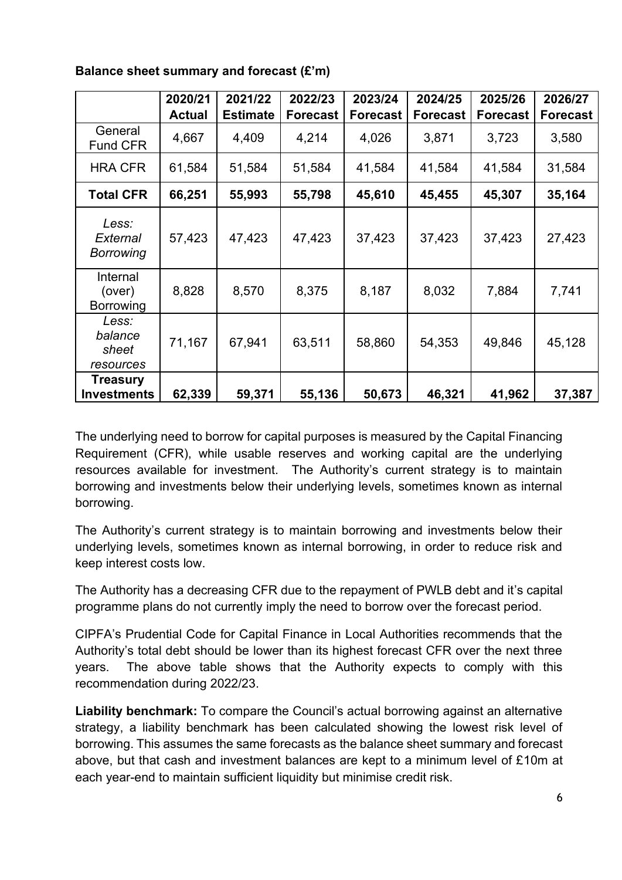**Balance sheet summary and forecast (£'m)**

| | 2020/21 Actual | 2021/22 Estimate | 2022/23 Forecast | 2023/24 Forecast | 2024/25 Forecast | 2025/26 Forecast | 2026/27 Forecast |
|---|---|---|---|---|---|---|---|
| General Fund CFR | 4,667 | 4,409 | 4,214 | 4,026 | 3,871 | 3,723 | 3,580 |
| HRA CFR | 61,584 | 51,584 | 51,584 | 41,584 | 41,584 | 41,584 | 31,584 |
| **Total CFR** | **66,251** | **55,993** | **55,798** | **45,610** | **45,455** | **45,307** | **35,164** |
| *Less: External Borrowing* | 57,423 | 47,423 | 47,423 | 37,423 | 37,423 | 37,423 | 27,423 |
| Internal (over) Borrowing | 8,828 | 8,570 | 8,375 | 8,187 | 8,032 | 7,884 | 7,741 |
| *Less: balance sheet resources* | 71,167 | 67,941 | 63,511 | 58,860 | 54,353 | 49,846 | 45,128 |
| **Treasury Investments** | **62,339** | **59,371** | **55,136** | **50,673** | **46,321** | **41,962** | **37,387** |

The underlying need to borrow for capital purposes is measured by the Capital Financing Requirement (CFR), while usable reserves and working capital are the underlying resources available for investment. The Authority's current strategy is to maintain borrowing and investments below their underlying levels, sometimes known as internal borrowing.

The Authority's current strategy is to maintain borrowing and investments below their underlying levels, sometimes known as internal borrowing, in order to reduce risk and keep interest costs low.

The Authority has a decreasing CFR due to the repayment of PWLB debt and it's capital programme plans do not currently imply the need to borrow over the forecast period.

CIPFA's Prudential Code for Capital Finance in Local Authorities recommends that the Authority's total debt should be lower than its highest forecast CFR over the next three years. The above table shows that the Authority expects to comply with this recommendation during 2022/23.

**Liability benchmark:** To compare the Council's actual borrowing against an alternative strategy, a liability benchmark has been calculated showing the lowest risk level of borrowing. This assumes the same forecasts as the balance sheet summary and forecast above, but that cash and investment balances are kept to a minimum level of £10m at each year-end to maintain sufficient liquidity but minimise credit risk.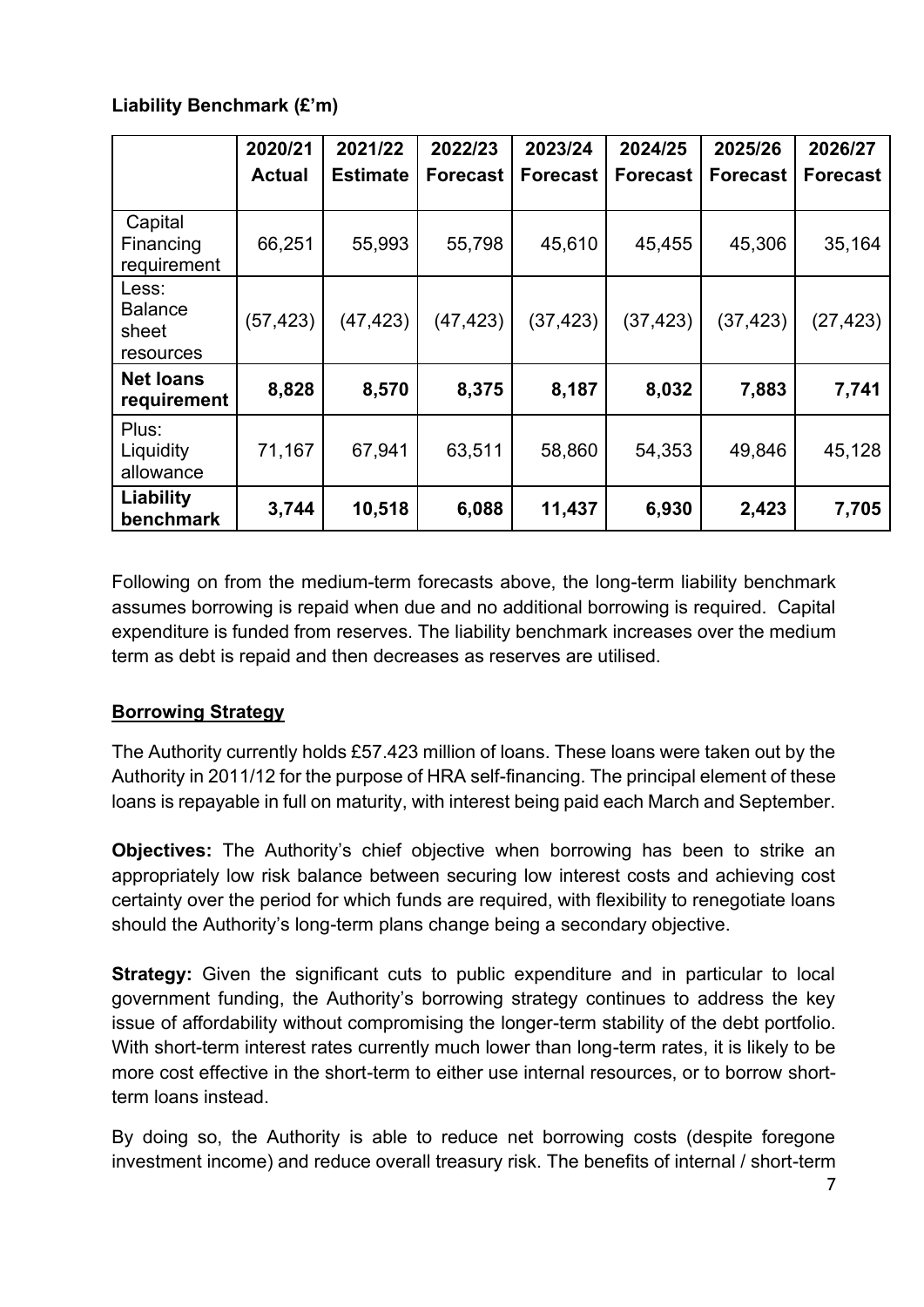**Liability Benchmark (£'m)**

| | 2020/21 Actual | 2021/22 Estimate | 2022/23 Forecast | 2023/24 Forecast | 2024/25 Forecast | 2025/26 Forecast | 2026/27 Forecast |
|---|---|---|---|---|---|---|---|
| Capital Financing requirement | 66,251 | 55,993 | 55,798 | 45,610 | 45,455 | 45,306 | 35,164 |
| Less: Balance sheet resources | (57,423) | (47,423) | (47,423) | (37,423) | (37,423) | (37,423) | (27,423) |
| **Net loans requirement** | **8,828** | **8,570** | **8,375** | **8,187** | **8,032** | **7,883** | **7,741** |
| Plus: Liquidity allowance | 71,167 | 67,941 | 63,511 | 58,860 | 54,353 | 49,846 | 45,128 |
| **Liability benchmark** | **3,744** | **10,518** | **6,088** | **11,437** | **6,930** | **2,423** | **7,705** |

Following on from the medium-term forecasts above, the long-term liability benchmark assumes borrowing is repaid when due and no additional borrowing is required. Capital expenditure is funded from reserves. The liability benchmark increases over the medium term as debt is repaid and then decreases as reserves are utilised.

## Borrowing Strategy

The Authority currently holds £57.423 million of loans. These loans were taken out by the Authority in 2011/12 for the purpose of HRA self-financing. The principal element of these loans is repayable in full on maturity, with interest being paid each March and September.

**Objectives:** The Authority's chief objective when borrowing has been to strike an appropriately low risk balance between securing low interest costs and achieving cost certainty over the period for which funds are required, with flexibility to renegotiate loans should the Authority's long-term plans change being a secondary objective.

**Strategy:** Given the significant cuts to public expenditure and in particular to local government funding, the Authority's borrowing strategy continues to address the key issue of affordability without compromising the longer-term stability of the debt portfolio. With short-term interest rates currently much lower than long-term rates, it is likely to be more cost effective in the short-term to either use internal resources, or to borrow short-term loans instead.

By doing so, the Authority is able to reduce net borrowing costs (despite foregone investment income) and reduce overall treasury risk. The benefits of internal / short-term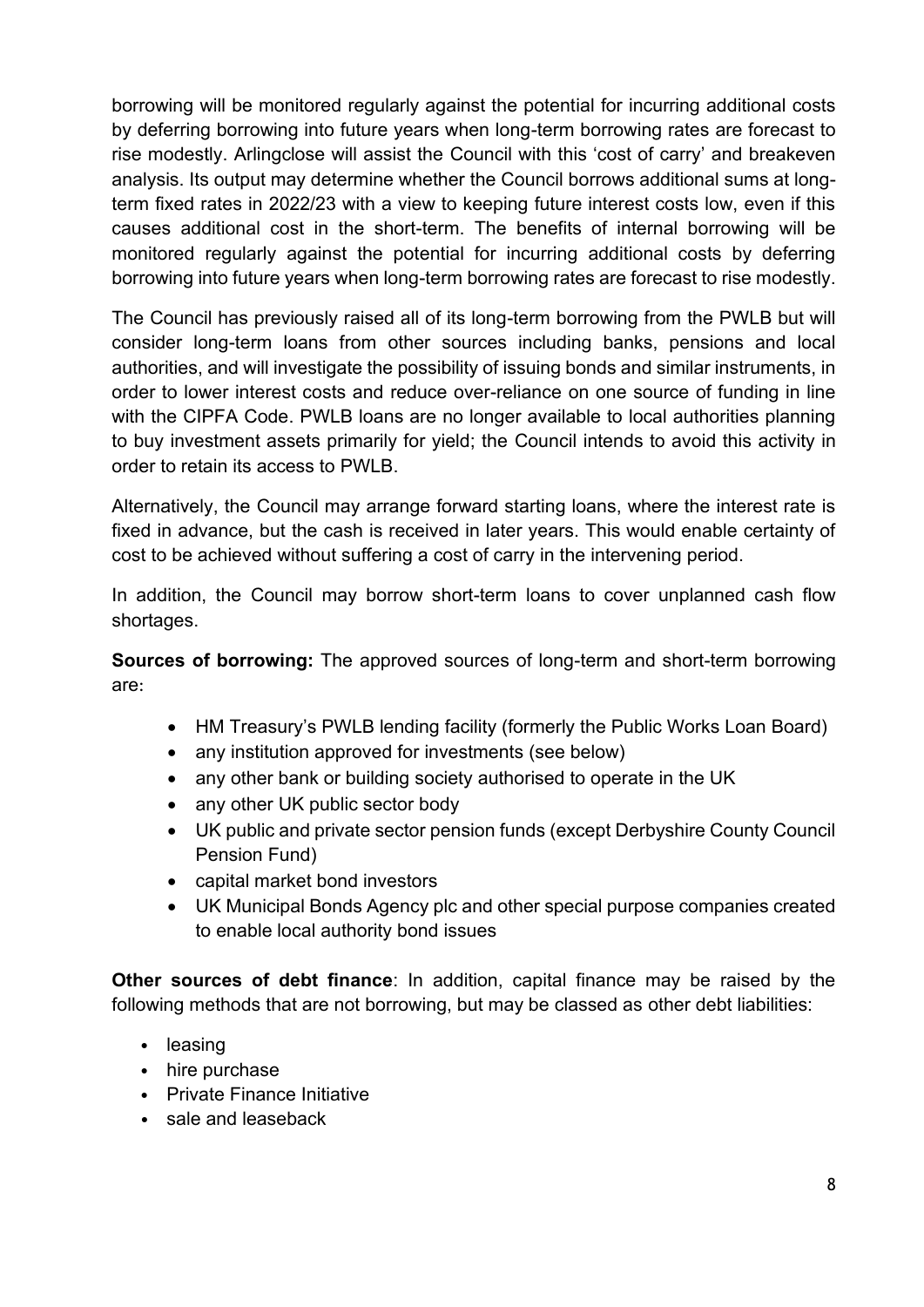borrowing will be monitored regularly against the potential for incurring additional costs by deferring borrowing into future years when long-term borrowing rates are forecast to rise modestly. Arlingclose will assist the Council with this 'cost of carry' and breakeven analysis. Its output may determine whether the Council borrows additional sums at long-term fixed rates in 2022/23 with a view to keeping future interest costs low, even if this causes additional cost in the short-term. The benefits of internal borrowing will be monitored regularly against the potential for incurring additional costs by deferring borrowing into future years when long-term borrowing rates are forecast to rise modestly.

The Council has previously raised all of its long-term borrowing from the PWLB but will consider long-term loans from other sources including banks, pensions and local authorities, and will investigate the possibility of issuing bonds and similar instruments, in order to lower interest costs and reduce over-reliance on one source of funding in line with the CIPFA Code. PWLB loans are no longer available to local authorities planning to buy investment assets primarily for yield; the Council intends to avoid this activity in order to retain its access to PWLB.

Alternatively, the Council may arrange forward starting loans, where the interest rate is fixed in advance, but the cash is received in later years. This would enable certainty of cost to be achieved without suffering a cost of carry in the intervening period.

In addition, the Council may borrow short-term loans to cover unplanned cash flow shortages.

**Sources of borrowing:** The approved sources of long-term and short-term borrowing are:

- HM Treasury's PWLB lending facility (formerly the Public Works Loan Board)
- any institution approved for investments (see below)
- any other bank or building society authorised to operate in the UK
- any other UK public sector body
- UK public and private sector pension funds (except Derbyshire County Council Pension Fund)
- capital market bond investors
- UK Municipal Bonds Agency plc and other special purpose companies created to enable local authority bond issues

**Other sources of debt finance**: In addition, capital finance may be raised by the following methods that are not borrowing, but may be classed as other debt liabilities:

- leasing
- hire purchase
- Private Finance Initiative
- sale and leaseback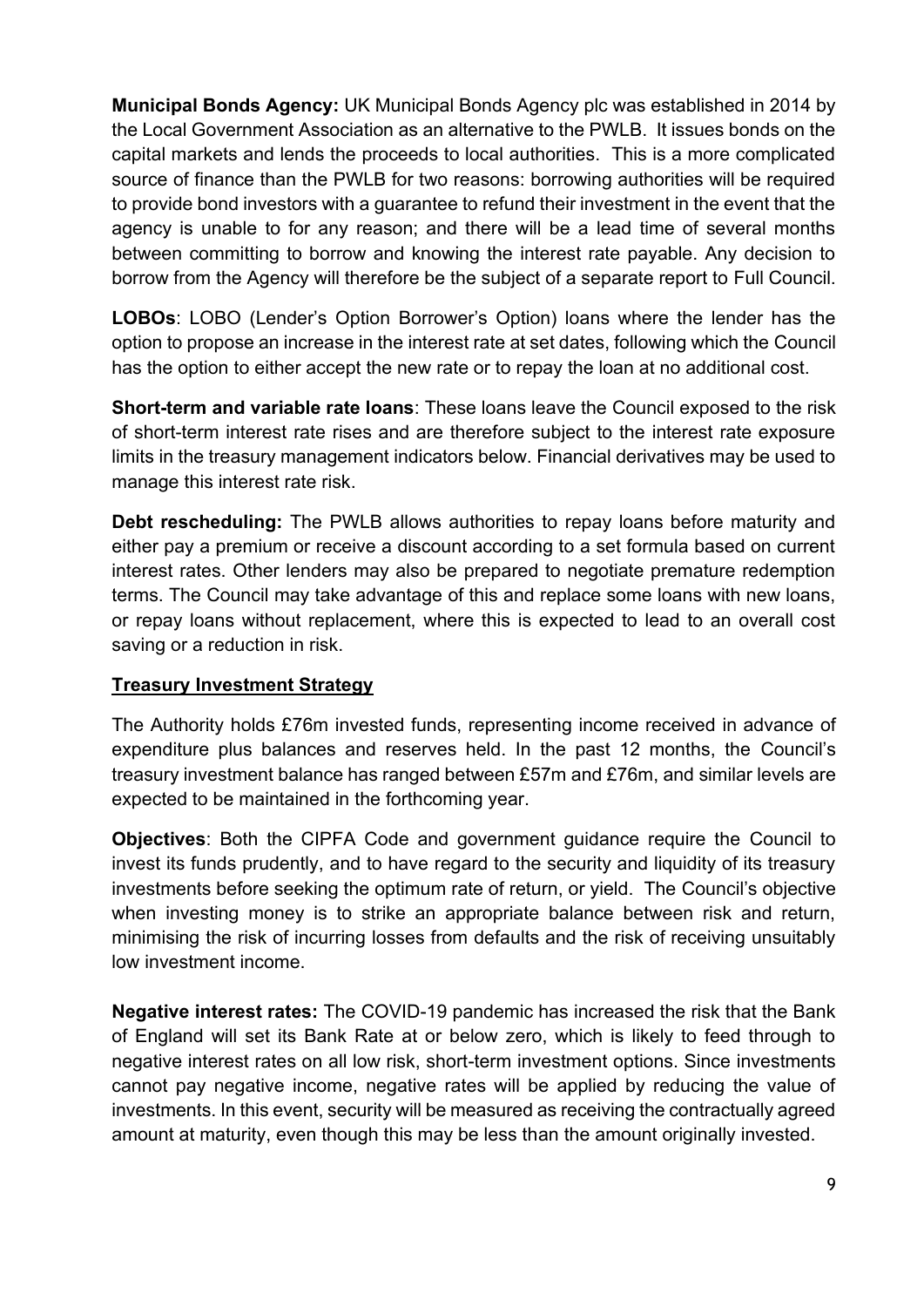**Municipal Bonds Agency:** UK Municipal Bonds Agency plc was established in 2014 by the Local Government Association as an alternative to the PWLB. It issues bonds on the capital markets and lends the proceeds to local authorities. This is a more complicated source of finance than the PWLB for two reasons: borrowing authorities will be required to provide bond investors with a guarantee to refund their investment in the event that the agency is unable to for any reason; and there will be a lead time of several months between committing to borrow and knowing the interest rate payable. Any decision to borrow from the Agency will therefore be the subject of a separate report to Full Council.

**LOBOs**: LOBO (Lender's Option Borrower's Option) loans where the lender has the option to propose an increase in the interest rate at set dates, following which the Council has the option to either accept the new rate or to repay the loan at no additional cost.

**Short-term and variable rate loans**: These loans leave the Council exposed to the risk of short-term interest rate rises and are therefore subject to the interest rate exposure limits in the treasury management indicators below. Financial derivatives may be used to manage this interest rate risk.

**Debt rescheduling:** The PWLB allows authorities to repay loans before maturity and either pay a premium or receive a discount according to a set formula based on current interest rates. Other lenders may also be prepared to negotiate premature redemption terms. The Council may take advantage of this and replace some loans with new loans, or repay loans without replacement, where this is expected to lead to an overall cost saving or a reduction in risk.

## Treasury Investment Strategy

The Authority holds £76m invested funds, representing income received in advance of expenditure plus balances and reserves held. In the past 12 months, the Council's treasury investment balance has ranged between £57m and £76m, and similar levels are expected to be maintained in the forthcoming year.

**Objectives**: Both the CIPFA Code and government guidance require the Council to invest its funds prudently, and to have regard to the security and liquidity of its treasury investments before seeking the optimum rate of return, or yield. The Council's objective when investing money is to strike an appropriate balance between risk and return, minimising the risk of incurring losses from defaults and the risk of receiving unsuitably low investment income.

**Negative interest rates:** The COVID-19 pandemic has increased the risk that the Bank of England will set its Bank Rate at or below zero, which is likely to feed through to negative interest rates on all low risk, short-term investment options. Since investments cannot pay negative income, negative rates will be applied by reducing the value of investments. In this event, security will be measured as receiving the contractually agreed amount at maturity, even though this may be less than the amount originally invested.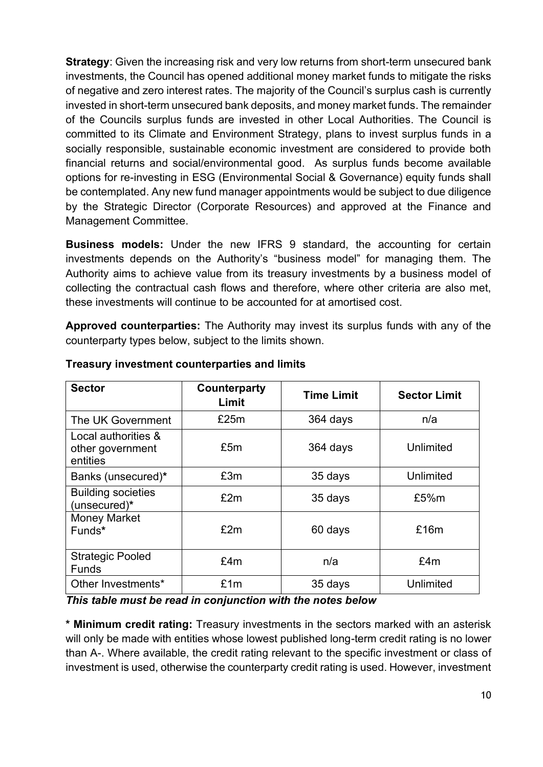**Strategy**: Given the increasing risk and very low returns from short-term unsecured bank investments, the Council has opened additional money market funds to mitigate the risks of negative and zero interest rates. The majority of the Council's surplus cash is currently invested in short-term unsecured bank deposits, and money market funds. The remainder of the Councils surplus funds are invested in other Local Authorities. The Council is committed to its Climate and Environment Strategy, plans to invest surplus funds in a socially responsible, sustainable economic investment are considered to provide both financial returns and social/environmental good. As surplus funds become available options for re-investing in ESG (Environmental Social & Governance) equity funds shall be contemplated. Any new fund manager appointments would be subject to due diligence by the Strategic Director (Corporate Resources) and approved at the Finance and Management Committee.

**Business models:** Under the new IFRS 9 standard, the accounting for certain investments depends on the Authority's "business model" for managing them. The Authority aims to achieve value from its treasury investments by a business model of collecting the contractual cash flows and therefore, where other criteria are also met, these investments will continue to be accounted for at amortised cost.

**Approved counterparties:** The Authority may invest its surplus funds with any of the counterparty types below, subject to the limits shown.

**Treasury investment counterparties and limits**

| Sector | Counterparty Limit | Time Limit | Sector Limit |
|---|---|---|---|
| The UK Government | £25m | 364 days | n/a |
| Local authorities & other government entities | £5m | 364 days | Unlimited |
| Banks (unsecured)* | £3m | 35 days | Unlimited |
| Building societies (unsecured)* | £2m | 35 days | £5%m |
| Money Market Funds* | £2m | 60 days | £16m |
| Strategic Pooled Funds | £4m | n/a | £4m |
| Other Investments* | £1m | 35 days | Unlimited |

***This table must be read in conjunction with the notes below***

**\* Minimum credit rating:** Treasury investments in the sectors marked with an asterisk will only be made with entities whose lowest published long-term credit rating is no lower than A-. Where available, the credit rating relevant to the specific investment or class of investment is used, otherwise the counterparty credit rating is used. However, investment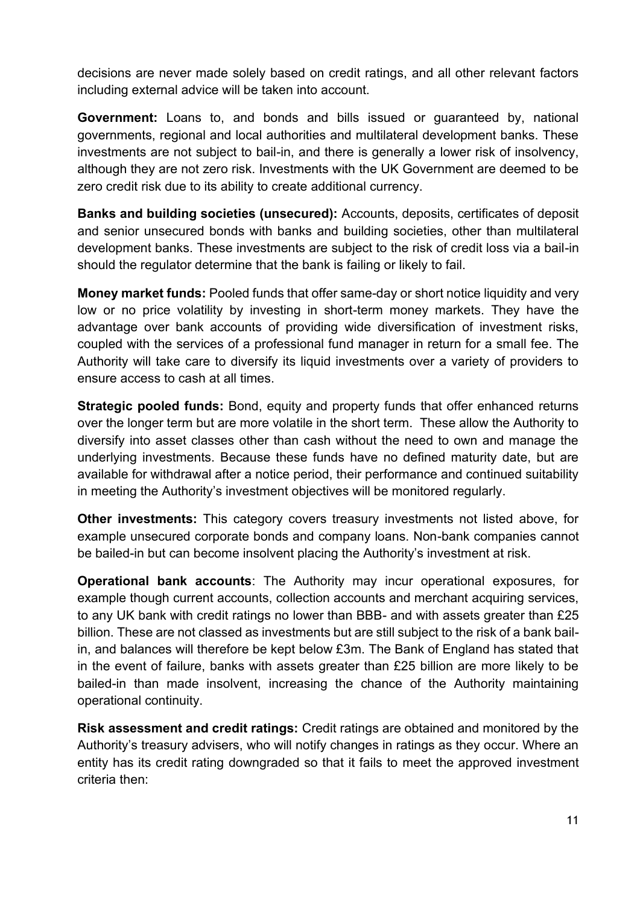decisions are never made solely based on credit ratings, and all other relevant factors including external advice will be taken into account.

**Government:** Loans to, and bonds and bills issued or guaranteed by, national governments, regional and local authorities and multilateral development banks. These investments are not subject to bail-in, and there is generally a lower risk of insolvency, although they are not zero risk. Investments with the UK Government are deemed to be zero credit risk due to its ability to create additional currency.

**Banks and building societies (unsecured):** Accounts, deposits, certificates of deposit and senior unsecured bonds with banks and building societies, other than multilateral development banks. These investments are subject to the risk of credit loss via a bail-in should the regulator determine that the bank is failing or likely to fail.

**Money market funds:** Pooled funds that offer same-day or short notice liquidity and very low or no price volatility by investing in short-term money markets. They have the advantage over bank accounts of providing wide diversification of investment risks, coupled with the services of a professional fund manager in return for a small fee. The Authority will take care to diversify its liquid investments over a variety of providers to ensure access to cash at all times.

**Strategic pooled funds:** Bond, equity and property funds that offer enhanced returns over the longer term but are more volatile in the short term. These allow the Authority to diversify into asset classes other than cash without the need to own and manage the underlying investments. Because these funds have no defined maturity date, but are available for withdrawal after a notice period, their performance and continued suitability in meeting the Authority's investment objectives will be monitored regularly.

**Other investments:** This category covers treasury investments not listed above, for example unsecured corporate bonds and company loans. Non-bank companies cannot be bailed-in but can become insolvent placing the Authority's investment at risk.

**Operational bank accounts**: The Authority may incur operational exposures, for example though current accounts, collection accounts and merchant acquiring services, to any UK bank with credit ratings no lower than BBB- and with assets greater than £25 billion. These are not classed as investments but are still subject to the risk of a bank bail-in, and balances will therefore be kept below £3m. The Bank of England has stated that in the event of failure, banks with assets greater than £25 billion are more likely to be bailed-in than made insolvent, increasing the chance of the Authority maintaining operational continuity.

**Risk assessment and credit ratings:** Credit ratings are obtained and monitored by the Authority's treasury advisers, who will notify changes in ratings as they occur. Where an entity has its credit rating downgraded so that it fails to meet the approved investment criteria then: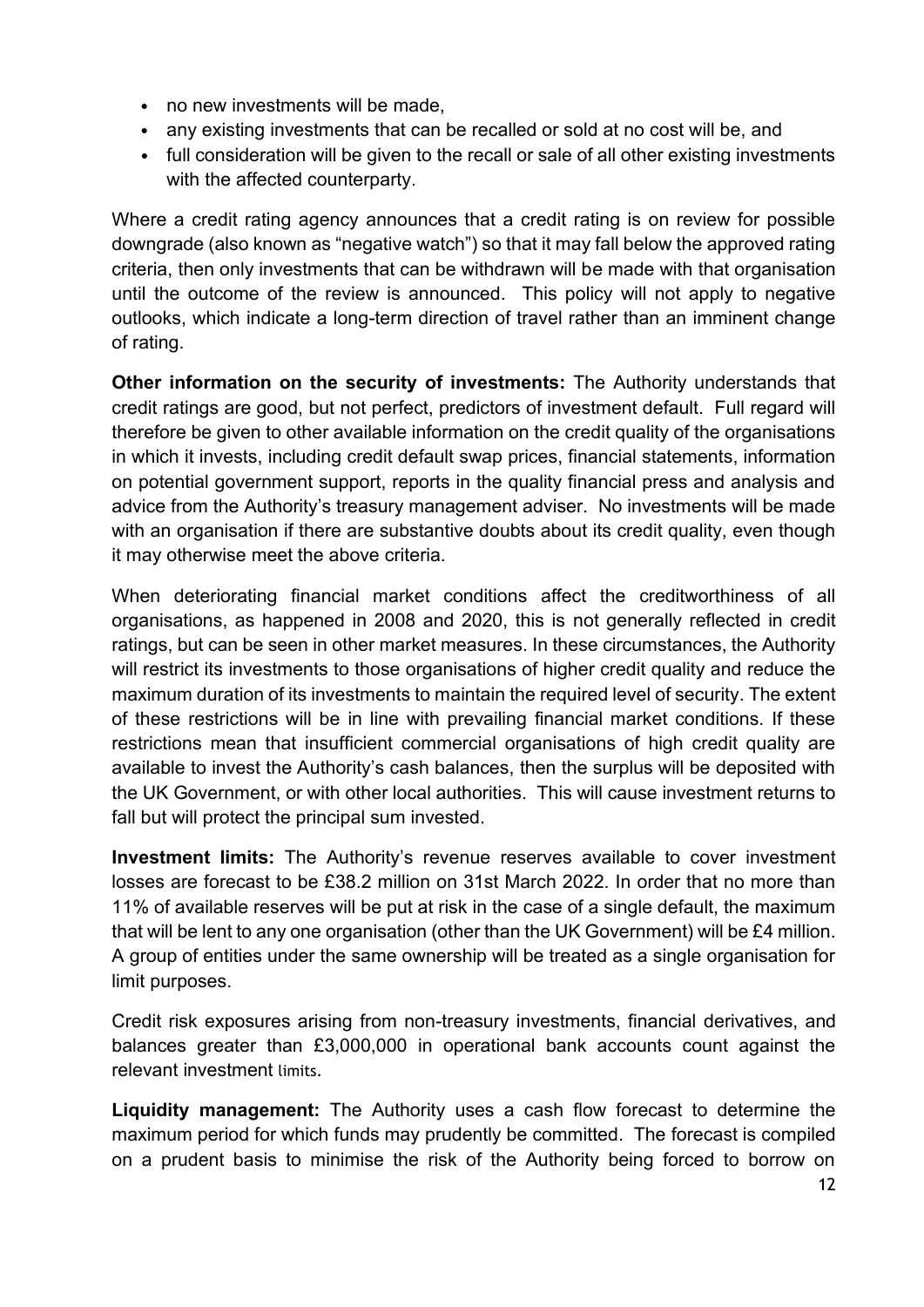- no new investments will be made,
- any existing investments that can be recalled or sold at no cost will be, and
- full consideration will be given to the recall or sale of all other existing investments with the affected counterparty.

Where a credit rating agency announces that a credit rating is on review for possible downgrade (also known as "negative watch") so that it may fall below the approved rating criteria, then only investments that can be withdrawn will be made with that organisation until the outcome of the review is announced. This policy will not apply to negative outlooks, which indicate a long-term direction of travel rather than an imminent change of rating.

**Other information on the security of investments:** The Authority understands that credit ratings are good, but not perfect, predictors of investment default. Full regard will therefore be given to other available information on the credit quality of the organisations in which it invests, including credit default swap prices, financial statements, information on potential government support, reports in the quality financial press and analysis and advice from the Authority's treasury management adviser. No investments will be made with an organisation if there are substantive doubts about its credit quality, even though it may otherwise meet the above criteria.

When deteriorating financial market conditions affect the creditworthiness of all organisations, as happened in 2008 and 2020, this is not generally reflected in credit ratings, but can be seen in other market measures. In these circumstances, the Authority will restrict its investments to those organisations of higher credit quality and reduce the maximum duration of its investments to maintain the required level of security. The extent of these restrictions will be in line with prevailing financial market conditions. If these restrictions mean that insufficient commercial organisations of high credit quality are available to invest the Authority's cash balances, then the surplus will be deposited with the UK Government, or with other local authorities. This will cause investment returns to fall but will protect the principal sum invested.

**Investment limits:** The Authority's revenue reserves available to cover investment losses are forecast to be £38.2 million on 31st March 2022. In order that no more than 11% of available reserves will be put at risk in the case of a single default, the maximum that will be lent to any one organisation (other than the UK Government) will be £4 million. A group of entities under the same ownership will be treated as a single organisation for limit purposes.

Credit risk exposures arising from non-treasury investments, financial derivatives, and balances greater than £3,000,000 in operational bank accounts count against the relevant investment limits.

**Liquidity management:** The Authority uses a cash flow forecast to determine the maximum period for which funds may prudently be committed. The forecast is compiled on a prudent basis to minimise the risk of the Authority being forced to borrow on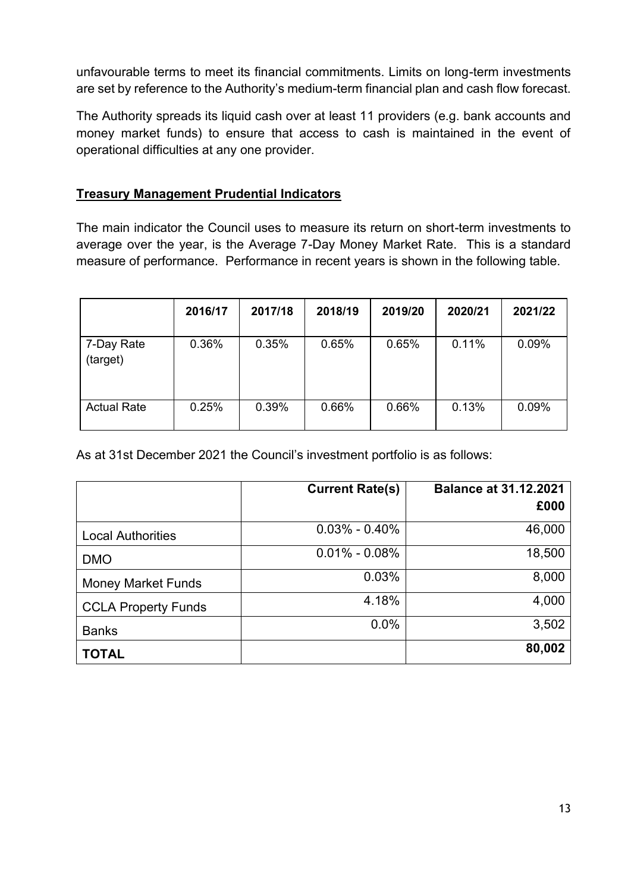unfavourable terms to meet its financial commitments. Limits on long-term investments are set by reference to the Authority's medium-term financial plan and cash flow forecast.

The Authority spreads its liquid cash over at least 11 providers (e.g. bank accounts and money market funds) to ensure that access to cash is maintained in the event of operational difficulties at any one provider.

**Treasury Management Prudential Indicators**

The main indicator the Council uses to measure its return on short-term investments to average over the year, is the Average 7-Day Money Market Rate. This is a standard measure of performance. Performance in recent years is shown in the following table.

| | 2016/17 | 2017/18 | 2018/19 | 2019/20 | 2020/21 | 2021/22 |
|---|---|---|---|---|---|---|
| 7-Day Rate (target) | 0.36% | 0.35% | 0.65% | 0.65% | 0.11% | 0.09% |
| Actual Rate | 0.25% | 0.39% | 0.66% | 0.66% | 0.13% | 0.09% |

As at 31st December 2021 the Council's investment portfolio is as follows:

| | Current Rate(s) | Balance at 31.12.2021 £000 |
|---|---|---|
| Local Authorities | 0.03% - 0.40% | 46,000 |
| DMO | 0.01% - 0.08% | 18,500 |
| Money Market Funds | 0.03% | 8,000 |
| CCLA Property Funds | 4.18% | 4,000 |
| Banks | 0.0% | 3,502 |
| **TOTAL** | | **80,002** |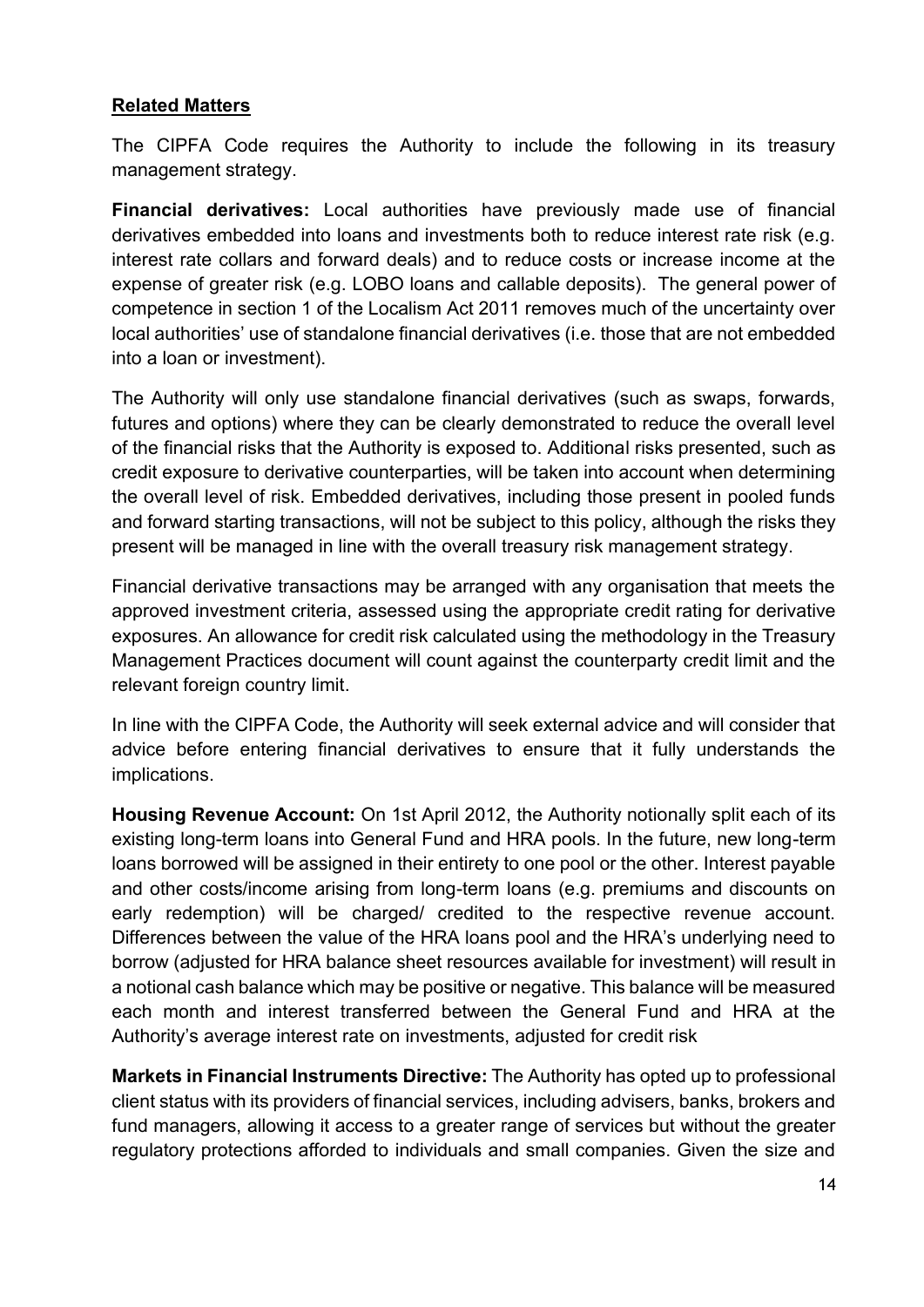## Related Matters

The CIPFA Code requires the Authority to include the following in its treasury management strategy.

**Financial derivatives:** Local authorities have previously made use of financial derivatives embedded into loans and investments both to reduce interest rate risk (e.g. interest rate collars and forward deals) and to reduce costs or increase income at the expense of greater risk (e.g. LOBO loans and callable deposits). The general power of competence in section 1 of the Localism Act 2011 removes much of the uncertainty over local authorities' use of standalone financial derivatives (i.e. those that are not embedded into a loan or investment).

The Authority will only use standalone financial derivatives (such as swaps, forwards, futures and options) where they can be clearly demonstrated to reduce the overall level of the financial risks that the Authority is exposed to. Additional risks presented, such as credit exposure to derivative counterparties, will be taken into account when determining the overall level of risk. Embedded derivatives, including those present in pooled funds and forward starting transactions, will not be subject to this policy, although the risks they present will be managed in line with the overall treasury risk management strategy.

Financial derivative transactions may be arranged with any organisation that meets the approved investment criteria, assessed using the appropriate credit rating for derivative exposures. An allowance for credit risk calculated using the methodology in the Treasury Management Practices document will count against the counterparty credit limit and the relevant foreign country limit.

In line with the CIPFA Code, the Authority will seek external advice and will consider that advice before entering financial derivatives to ensure that it fully understands the implications.

**Housing Revenue Account:** On 1st April 2012, the Authority notionally split each of its existing long-term loans into General Fund and HRA pools. In the future, new long-term loans borrowed will be assigned in their entirety to one pool or the other. Interest payable and other costs/income arising from long-term loans (e.g. premiums and discounts on early redemption) will be charged/ credited to the respective revenue account. Differences between the value of the HRA loans pool and the HRA's underlying need to borrow (adjusted for HRA balance sheet resources available for investment) will result in a notional cash balance which may be positive or negative. This balance will be measured each month and interest transferred between the General Fund and HRA at the Authority's average interest rate on investments, adjusted for credit risk

**Markets in Financial Instruments Directive:** The Authority has opted up to professional client status with its providers of financial services, including advisers, banks, brokers and fund managers, allowing it access to a greater range of services but without the greater regulatory protections afforded to individuals and small companies. Given the size and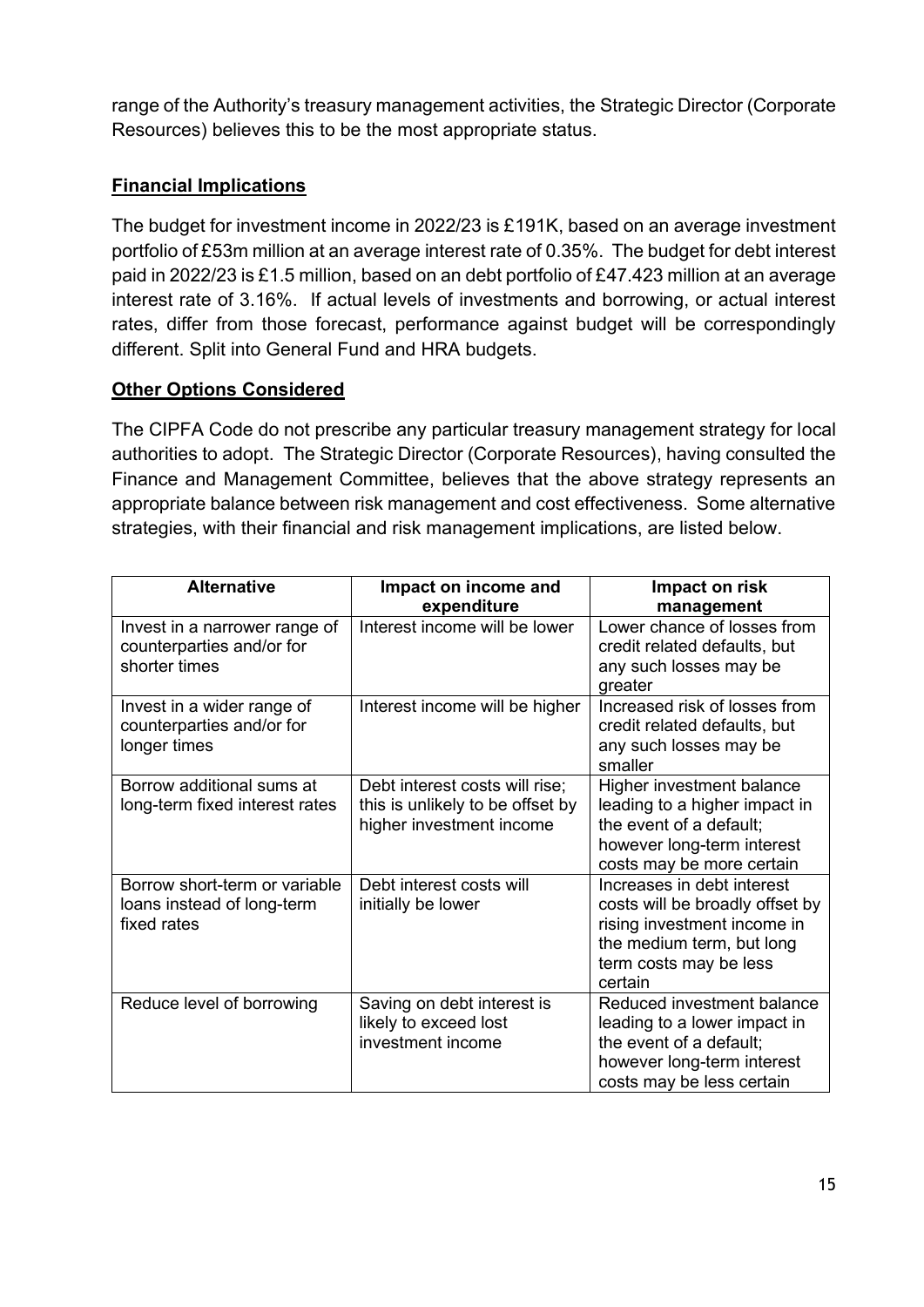range of the Authority's treasury management activities, the Strategic Director (Corporate Resources) believes this to be the most appropriate status.

**Financial Implications**

The budget for investment income in 2022/23 is £191K, based on an average investment portfolio of £53m million at an average interest rate of 0.35%. The budget for debt interest paid in 2022/23 is £1.5 million, based on an debt portfolio of £47.423 million at an average interest rate of 3.16%. If actual levels of investments and borrowing, or actual interest rates, differ from those forecast, performance against budget will be correspondingly different. Split into General Fund and HRA budgets.

**Other Options Considered**

The CIPFA Code do not prescribe any particular treasury management strategy for local authorities to adopt. The Strategic Director (Corporate Resources), having consulted the Finance and Management Committee, believes that the above strategy represents an appropriate balance between risk management and cost effectiveness. Some alternative strategies, with their financial and risk management implications, are listed below.

| Alternative | Impact on income and expenditure | Impact on risk management |
|---|---|---|
| Invest in a narrower range of counterparties and/or for shorter times | Interest income will be lower | Lower chance of losses from credit related defaults, but any such losses may be greater |
| Invest in a wider range of counterparties and/or for longer times | Interest income will be higher | Increased risk of losses from credit related defaults, but any such losses may be smaller |
| Borrow additional sums at long-term fixed interest rates | Debt interest costs will rise; this is unlikely to be offset by higher investment income | Higher investment balance leading to a higher impact in the event of a default; however long-term interest costs may be more certain |
| Borrow short-term or variable loans instead of long-term fixed rates | Debt interest costs will initially be lower | Increases in debt interest costs will be broadly offset by rising investment income in the medium term, but long term costs may be less certain |
| Reduce level of borrowing | Saving on debt interest is likely to exceed lost investment income | Reduced investment balance leading to a lower impact in the event of a default; however long-term interest costs may be less certain |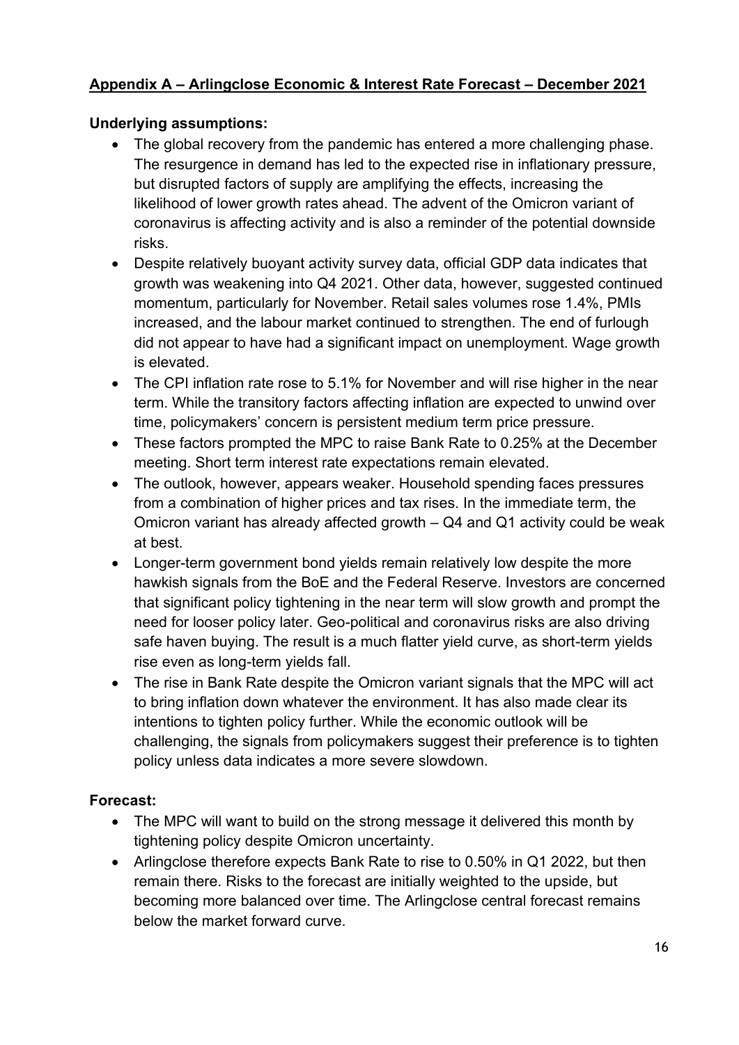## **Appendix A – Arlingclose Economic & Interest Rate Forecast – December 2021**

**Underlying assumptions:**

- The global recovery from the pandemic has entered a more challenging phase. The resurgence in demand has led to the expected rise in inflationary pressure, but disrupted factors of supply are amplifying the effects, increasing the likelihood of lower growth rates ahead. The advent of the Omicron variant of coronavirus is affecting activity and is also a reminder of the potential downside risks.
- Despite relatively buoyant activity survey data, official GDP data indicates that growth was weakening into Q4 2021. Other data, however, suggested continued momentum, particularly for November. Retail sales volumes rose 1.4%, PMIs increased, and the labour market continued to strengthen. The end of furlough did not appear to have had a significant impact on unemployment. Wage growth is elevated.
- The CPI inflation rate rose to 5.1% for November and will rise higher in the near term. While the transitory factors affecting inflation are expected to unwind over time, policymakers' concern is persistent medium term price pressure.
- These factors prompted the MPC to raise Bank Rate to 0.25% at the December meeting. Short term interest rate expectations remain elevated.
- The outlook, however, appears weaker. Household spending faces pressures from a combination of higher prices and tax rises. In the immediate term, the Omicron variant has already affected growth – Q4 and Q1 activity could be weak at best.
- Longer-term government bond yields remain relatively low despite the more hawkish signals from the BoE and the Federal Reserve. Investors are concerned that significant policy tightening in the near term will slow growth and prompt the need for looser policy later. Geo-political and coronavirus risks are also driving safe haven buying. The result is a much flatter yield curve, as short-term yields rise even as long-term yields fall.
- The rise in Bank Rate despite the Omicron variant signals that the MPC will act to bring inflation down whatever the environment. It has also made clear its intentions to tighten policy further. While the economic outlook will be challenging, the signals from policymakers suggest their preference is to tighten policy unless data indicates a more severe slowdown.

**Forecast:**

- The MPC will want to build on the strong message it delivered this month by tightening policy despite Omicron uncertainty.
- Arlingclose therefore expects Bank Rate to rise to 0.50% in Q1 2022, but then remain there. Risks to the forecast are initially weighted to the upside, but becoming more balanced over time. The Arlingclose central forecast remains below the market forward curve.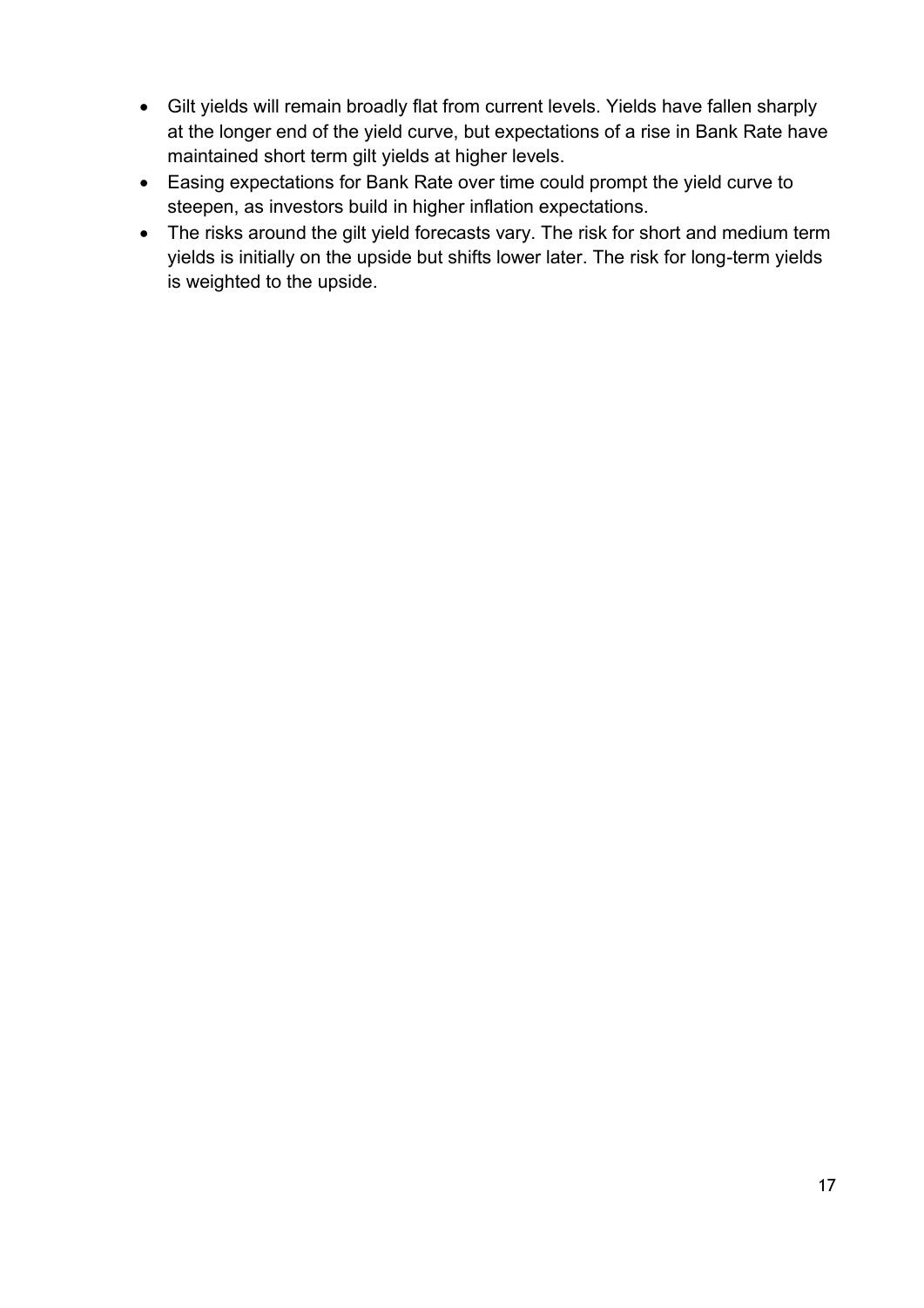- Gilt yields will remain broadly flat from current levels. Yields have fallen sharply at the longer end of the yield curve, but expectations of a rise in Bank Rate have maintained short term gilt yields at higher levels.
- Easing expectations for Bank Rate over time could prompt the yield curve to steepen, as investors build in higher inflation expectations.
- The risks around the gilt yield forecasts vary. The risk for short and medium term yields is initially on the upside but shifts lower later. The risk for long-term yields is weighted to the upside.